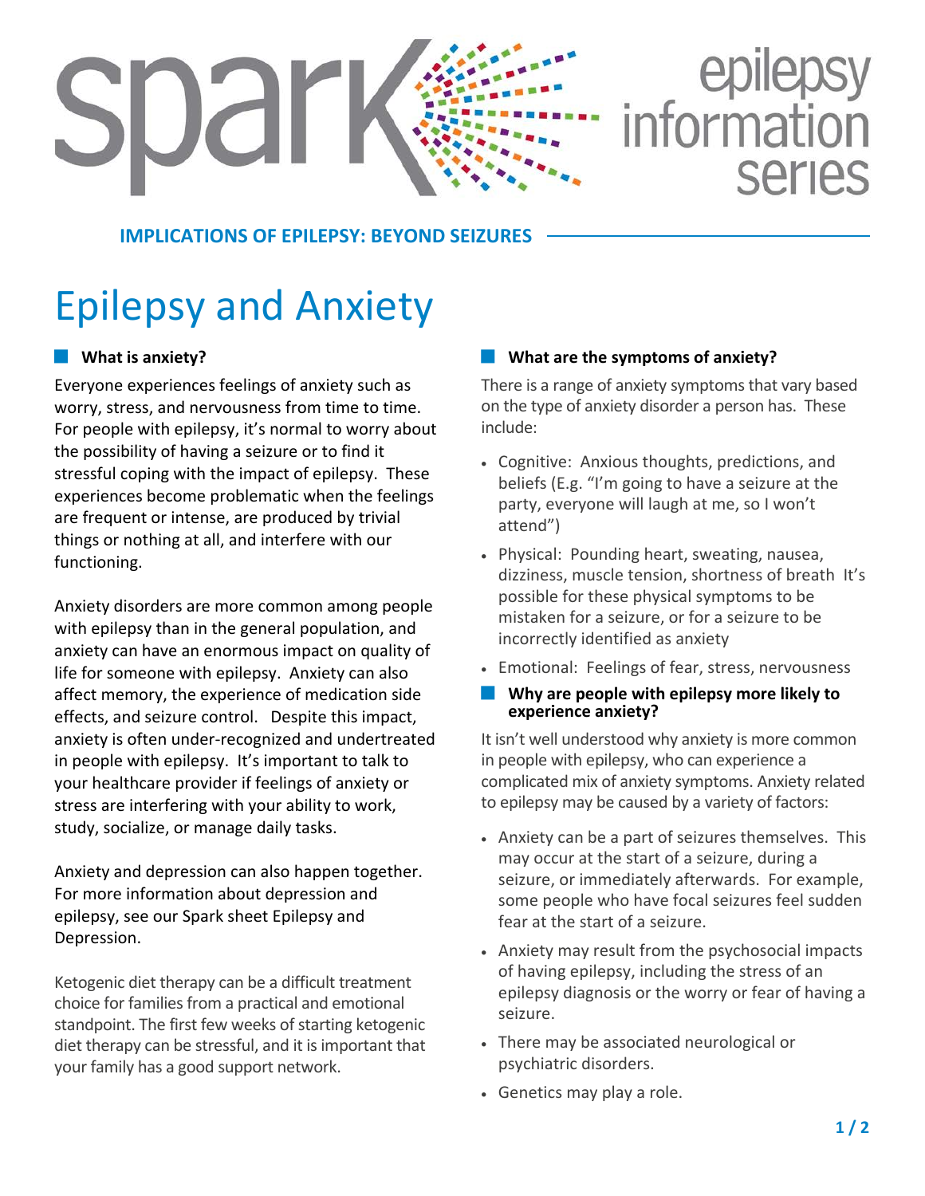spark epilepsy information series

**IMPLICATIONS OF EPILEPSY: BEYOND SEIZURES**

# Epilepsy and Anxiety

## What is anxiety?

Everyone experiences feelings of anxiety such as worry, stress, and nervousness from time to time. For people with epilepsy, it's normal to worry about the possibility of having a seizure or to find it stressful coping with the impact of epilepsy. These experiences become problematic when the feelings are frequent or intense, are produced by trivial things or nothing at all, and interfere with our functioning.

Anxiety disorders are more common among people with epilepsy than in the general population, and anxiety can have an enormous impact on quality of life for someone with epilepsy. Anxiety can also affect memory, the experience of medication side effects, and seizure control. Despite this impact, anxiety is often under-recognized and undertreated in people with epilepsy. It's important to talk to your healthcare provider if feelings of anxiety or stress are interfering with your ability to work, study, socialize, or manage daily tasks.

Anxiety and depression can also happen together. For more information about depression and epilepsy, see our Spark sheet Epilepsy and Depression.

Ketogenic diet therapy can be a difficult treatment choice for families from a practical and emotional standpoint. The first few weeks of starting ketogenic diet therapy can be stressful, and it is important that your family has a good support network.

## What are the symptoms of anxiety?

There is a range of anxiety symptoms that vary based on the type of anxiety disorder a person has. These include:

- Cognitive: Anxious thoughts, predictions, and beliefs (E.g. "I'm going to have a seizure at the party, everyone will laugh at me, so I won't attend")
- Physical: Pounding heart, sweating, nausea, dizziness, muscle tension, shortness of breath It's possible for these physical symptoms to be mistaken for a seizure, or for a seizure to be incorrectly identified as anxiety
- Emotional: Feelings of fear, stress, nervousness

## Why are people with epilepsy more likely to experience anxiety?

It isn't well understood why anxiety is more common in people with epilepsy, who can experience a complicated mix of anxiety symptoms. Anxiety related to epilepsy may be caused by a variety of factors:

- Anxiety can be a part of seizures themselves. This may occur at the start of a seizure, during a seizure, or immediately afterwards. For example, some people who have focal seizures feel sudden fear at the start of a seizure.
- Anxiety may result from the psychosocial impacts of having epilepsy, including the stress of an epilepsy diagnosis or the worry or fear of having a seizure.
- There may be associated neurological or psychiatric disorders.
- Genetics may play a role.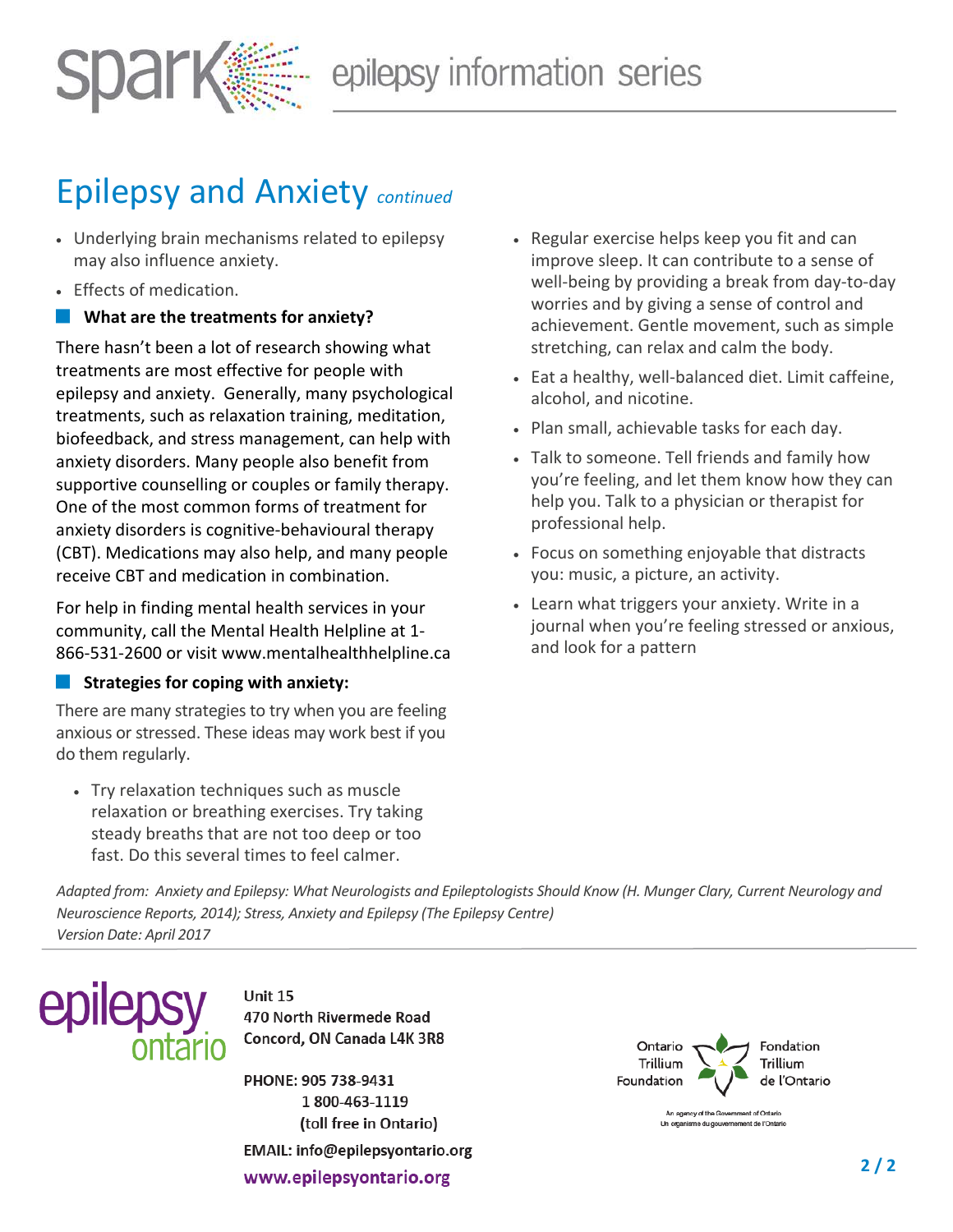# Epilepsy and Anxiety *continued*

- Underlying brain mechanisms related to epilepsy may also influence anxiety.
- Effects of medication.

### What are the treatments for anxiety?

There hasn't been a lot of research showing what treatments are most effective for people with epilepsy and anxiety. Generally, many psychological treatments, such as relaxation training, meditation, biofeedback, and stress management, can help with anxiety disorders. Many people also benefit from supportive counselling or couples or family therapy. One of the most common forms of treatment for anxiety disorders is cognitive-behavioural therapy (CBT). Medications may also help, and many people receive CBT and medication in combination.

For help in finding mental health services in your community, call the Mental Health Helpline at 1-866-531-2600 or visit www.mentalhealthhelpline.ca

### Strategies for coping with anxiety:

There are many strategies to try when you are feeling anxious or stressed. These ideas may work best if you do them regularly.

- Try relaxation techniques such as muscle relaxation or breathing exercises. Try taking steady breaths that are not too deep or too fast. Do this several times to feel calmer.
- Regular exercise helps keep you fit and can improve sleep. It can contribute to a sense of well-being by providing a break from day-to-day worries and by giving a sense of control and achievement. Gentle movement, such as simple stretching, can relax and calm the body.
- Eat a healthy, well-balanced diet. Limit caffeine, alcohol, and nicotine.
- Plan small, achievable tasks for each day.
- Talk to someone. Tell friends and family how you're feeling, and let them know how they can help you. Talk to a physician or therapist for professional help.
- Focus on something enjoyable that distracts you: music, a picture, an activity.
- Learn what triggers your anxiety. Write in a journal when you're feeling stressed or anxious, and look for a pattern

*Adapted from: Anxiety and Epilepsy: What Neurologists and Epileptologists Should Know (H. Munger Clary, Current Neurology and Neuroscience Reports, 2014); Stress, Anxiety and Epilepsy (The Epilepsy Centre)*
*Version Date: April 2017*

epilepsy ontario

Unit 15
470 North Rivermede Road
Concord, ON Canada L4K 3R8

PHONE: 905 738-9431
1 800-463-1119
(toll free in Ontario)

EMAIL: info@epilepsyontario.org

www.epilepsyontario.org

Ontario Trillium Foundation / Fondation Trillium de l'Ontario
An agency of the Government of Ontario
Un organisme du gouvernement de l'Ontario